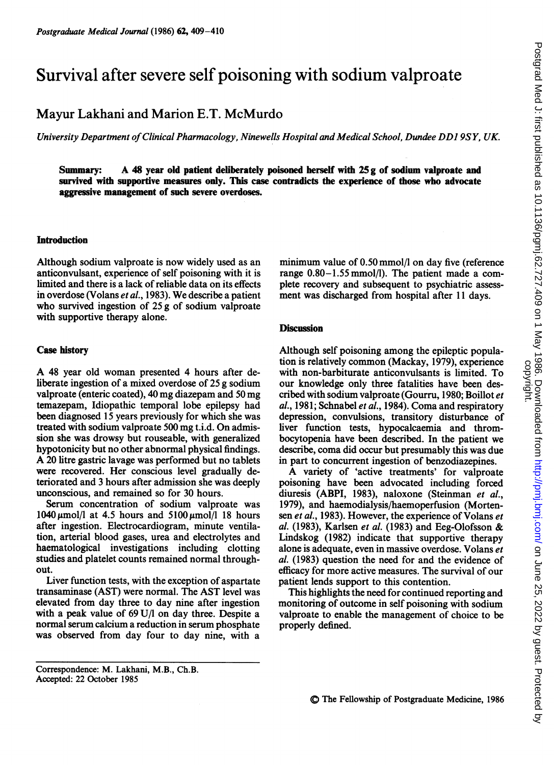# Survival after severe self poisoning with sodium valproate

## Mayur Lakhani and Marion E.T. McMurdo

*University Department of Clinical Pharmacology, Ninewells Hospital and Medical School, Dundee DD1 9SY, UK.*

**Summary: A 48 year old patient deliberately poisoned herself with 25 g of sodium valproate and survived with supportive measures only. This case contradicts the experience of those who advocate aggressive management of such severe overdoses.**

### Introduction

Although sodium valproate is now widely used as an anticonvulsant, experience of self poisoning with it is limited and there is a lack of reliable data on its effects in overdose (Volans *et al.*, 1983). We describe a patient who survived ingestion of 25 g of sodium valproate with supportive therapy alone.

### Case history

A 48 year old woman presented 4 hours after deliberate ingestion of a mixed overdose of 25 g sodium valproate (enteric coated), 40 mg diazepam and 50 mg temazepam, Idiopathic temporal lobe epilepsy had been diagnosed 15 years previously for which she was treated with sodium valproate 500 mg t.i.d. On admission she was drowsy but rouseable, with generalized hypotonicity but no other abnormal physical findings. A 20 litre gastric lavage was performed but no tablets were recovered. Her conscious level gradually deteriorated and 3 hours after admission she was deeply unconscious, and remained so for 30 hours.

Serum concentration of sodium valproate was 1040 μmol/l at 4.5 hours and 5100 μmol/l 18 hours after ingestion. Electrocardiogram, minute ventilation, arterial blood gases, urea and electrolytes and haematological investigations including clotting studies and platelet counts remained normal throughout.

Liver function tests, with the exception of aspartate transaminase (AST) were normal. The AST level was elevated from day three to day nine after ingestion with a peak value of 69 U/l on day three. Despite a normal serum calcium a reduction in serum phosphate was observed from day four to day nine, with a minimum value of 0.50 mmol/l on day five (reference range 0.80–1.55 mmol/l). The patient made a complete recovery and subsequent to psychiatric assessment was discharged from hospital after 11 days.

### Discussion

Although self poisoning among the epileptic population is relatively common (Mackay, 1979), experience with non-barbiturate anticonvulsants is limited. To our knowledge only three fatalities have been described with sodium valproate (Gourru, 1980; Boillot *et al.*, 1981; Schnabel *et al.*, 1984). Coma and respiratory depression, convulsions, transitory disturbance of liver function tests, hypocalcaemia and thrombocytopenia have been described. In the patient we describe, coma did occur but presumably this was due in part to concurrent ingestion of benzodiazepines.

A variety of 'active treatments' for valproate poisoning have been advocated including forced diuresis (ABPI, 1983), naloxone (Steinman *et al.*, 1979), and haemodialysis/haemoperfusion (Mortensen *et al.*, 1983). However, the experience of Volans *et al.* (1983), Karlsen *et al.* (1983) and Eeg-Olofsson & Lindskog (1982) indicate that supportive therapy alone is adequate, even in massive overdose. Volans *et al.* (1983) question the need for and the evidence of efficacy for more active measures. The survival of our patient lends support to this contention.

This highlights the need for continued reporting and monitoring of outcome in self poisoning with sodium valproate to enable the management of choice to be properly defined.

Correspondence: M. Lakhani, M.B., Ch.B.
Accepted: 22 October 1985

© The Fellowship of Postgraduate Medicine, 1986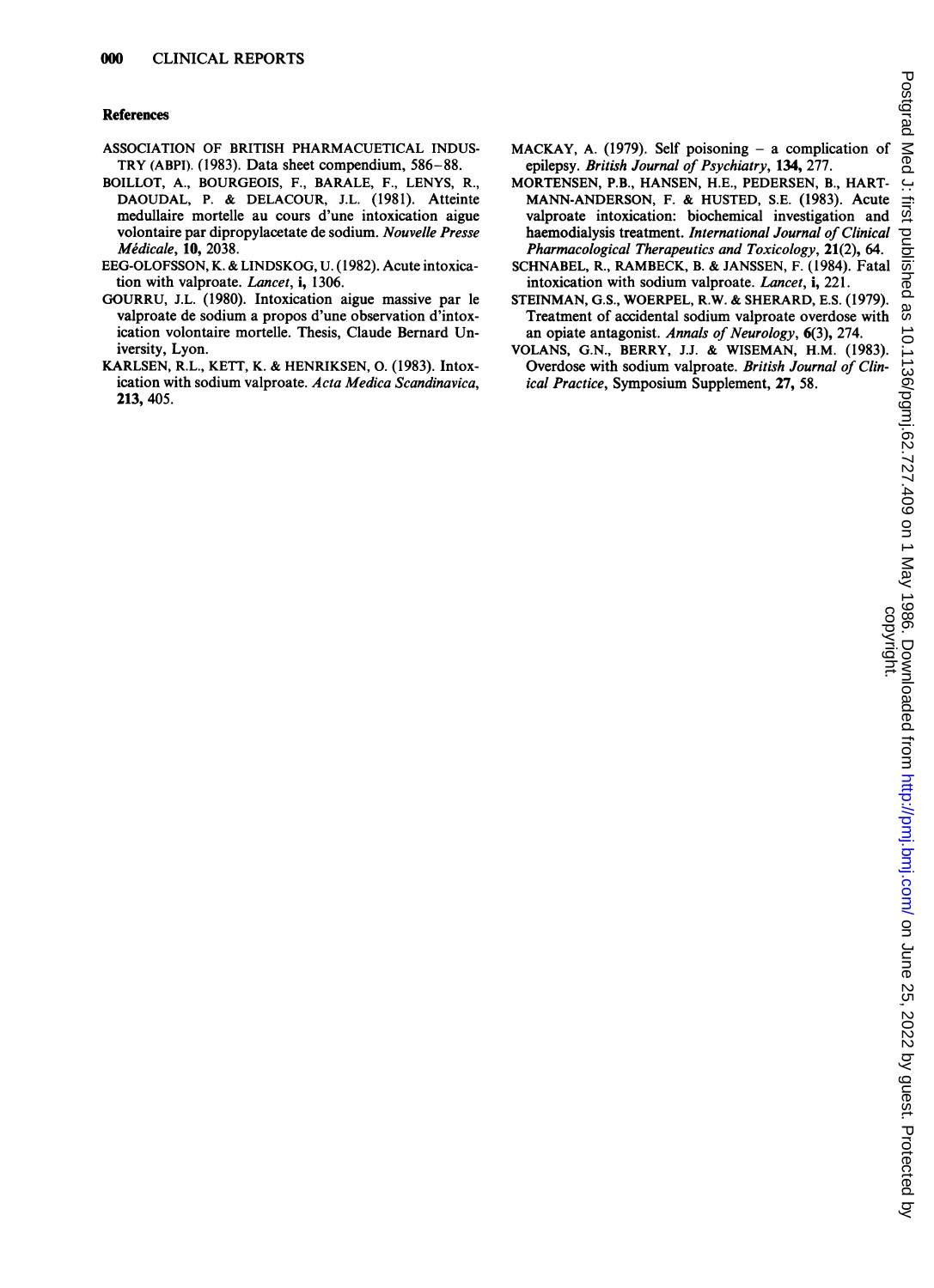## References

ASSOCIATION OF BRITISH PHARMACUETICAL INDUSTRY (ABPI). (1983). Data sheet compendium, 586–88.

BOILLOT, A., BOURGEOIS, F., BARALE, F., LENYS, R., DAOUDAL, P. & DELACOUR, J.L. (1981). Atteinte medullaire mortelle au cours d'une intoxication aigue volontaire par dipropylacetate de sodium. *Nouvelle Presse Médicale*, **10**, 2038.

EEG-OLOFSSON, K. & LINDSKOG, U. (1982). Acute intoxication with valproate. *Lancet*, **i**, 1306.

GOURRU, J.L. (1980). Intoxication aigue massive par le valproate de sodium a propos d'une observation d'intoxication volontaire mortelle. Thesis, Claude Bernard University, Lyon.

KARLSEN, R.L., KETT, K. & HENRIKSEN, O. (1983). Intoxication with sodium valproate. *Acta Medica Scandinavica*, **213**, 405.

MACKAY, A. (1979). Self poisoning – a complication of epilepsy. *British Journal of Psychiatry*, **134**, 277.

MORTENSEN, P.B., HANSEN, H.E., PEDERSEN, B., HARTMANN-ANDERSON, F. & HUSTED, S.E. (1983). Acute valproate intoxication: biochemical investigation and haemodialysis treatment. *International Journal of Clinical Pharmacological Therapeutics and Toxicology*, **21**(2), 64.

SCHNABEL, R., RAMBECK, B. & JANSSEN, F. (1984). Fatal intoxication with sodium valproate. *Lancet*, **i**, 221.

STEINMAN, G.S., WOERPEL, R.W. & SHERARD, E.S. (1979). Treatment of accidental sodium valproate overdose with an opiate antagonist. *Annals of Neurology*, **6**(3), 274.

VOLANS, G.N., BERRY, J.J. & WISEMAN, H.M. (1983). Overdose with sodium valproate. *British Journal of Clinical Practice*, Symposium Supplement, **27**, 58.